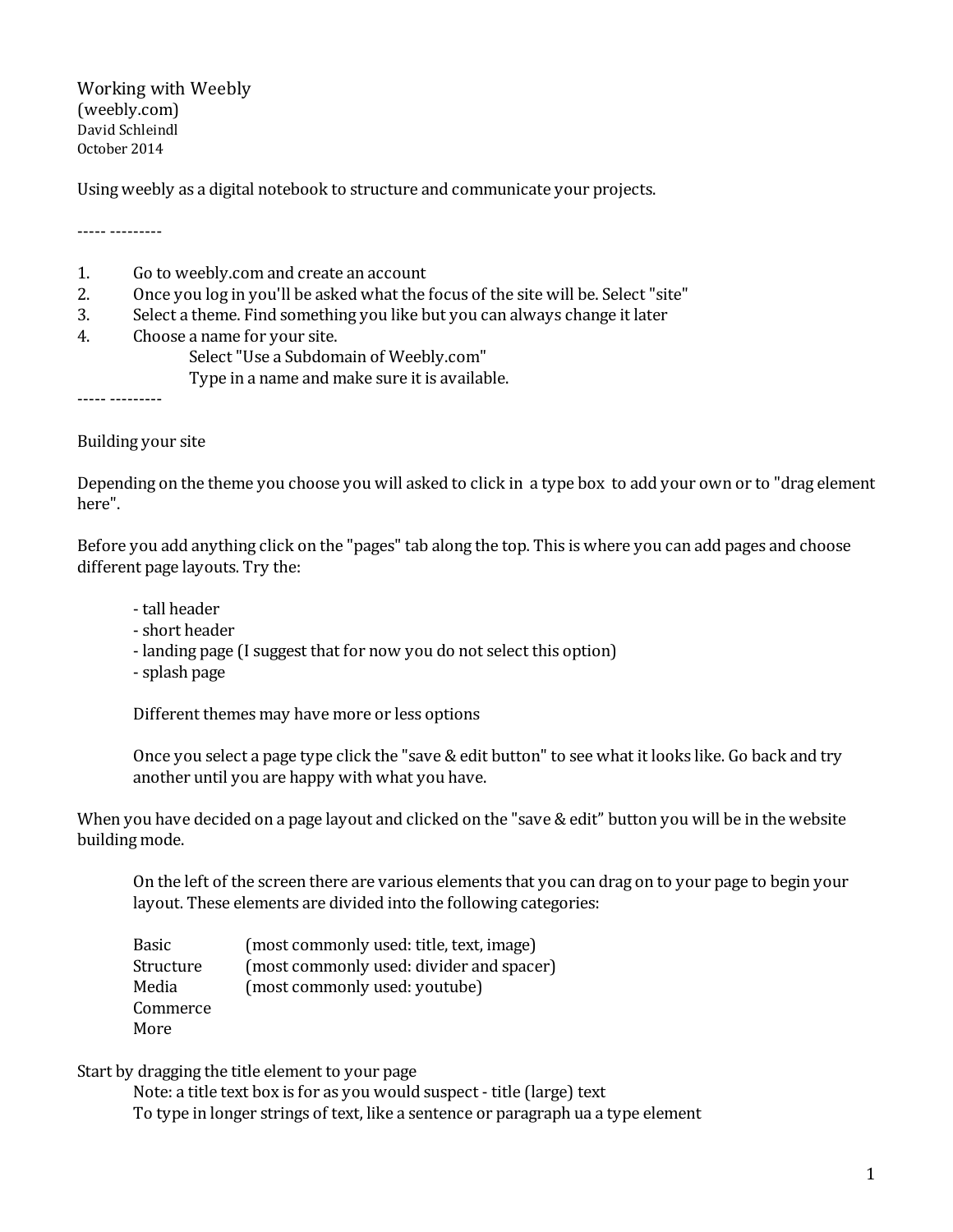# Working with Weebly

(weebly.com)

David Schleindl

October 2014

Using weebly as a digital notebook to structure and communicate your projects.

----- ---------

1. Go to weebly.com and create an account
2. Once you log in you'll be asked what the focus of the site will be. Select "site"
3. Select a theme. Find something you like but you can always change it later
4. Choose a name for your site.
   - Select "Use a Subdomain of Weebly.com"
   - Type in a name and make sure it is available.

----- ---------

## Building your site

Depending on the theme you choose you will asked to click in a type box to add your own or to "drag element here".

Before you add anything click on the "pages" tab along the top. This is where you can add pages and choose different page layouts. Try the:

> - tall header
> - short header
> - landing page (I suggest that for now you do not select this option)
> - splash page
>
> Different themes may have more or less options
>
> Once you select a page type click the "save & edit button" to see what it looks like. Go back and try another until you are happy with what you have.

When you have decided on a page layout and clicked on the "save & edit" button you will be in the website building mode.

> On the left of the screen there are various elements that you can drag on to your page to begin your layout. These elements are divided into the following categories:
>
> | | |
> |---|---|
> | Basic | (most commonly used: title, text, image) |
> | Structure | (most commonly used: divider and spacer) |
> | Media | (most commonly used: youtube) |
> | Commerce | |
> | More | |

Start by dragging the title element to your page

> Note: a title text box is for as you would suspect - title (large) text
>
> To type in longer strings of text, like a sentence or paragraph ua a type element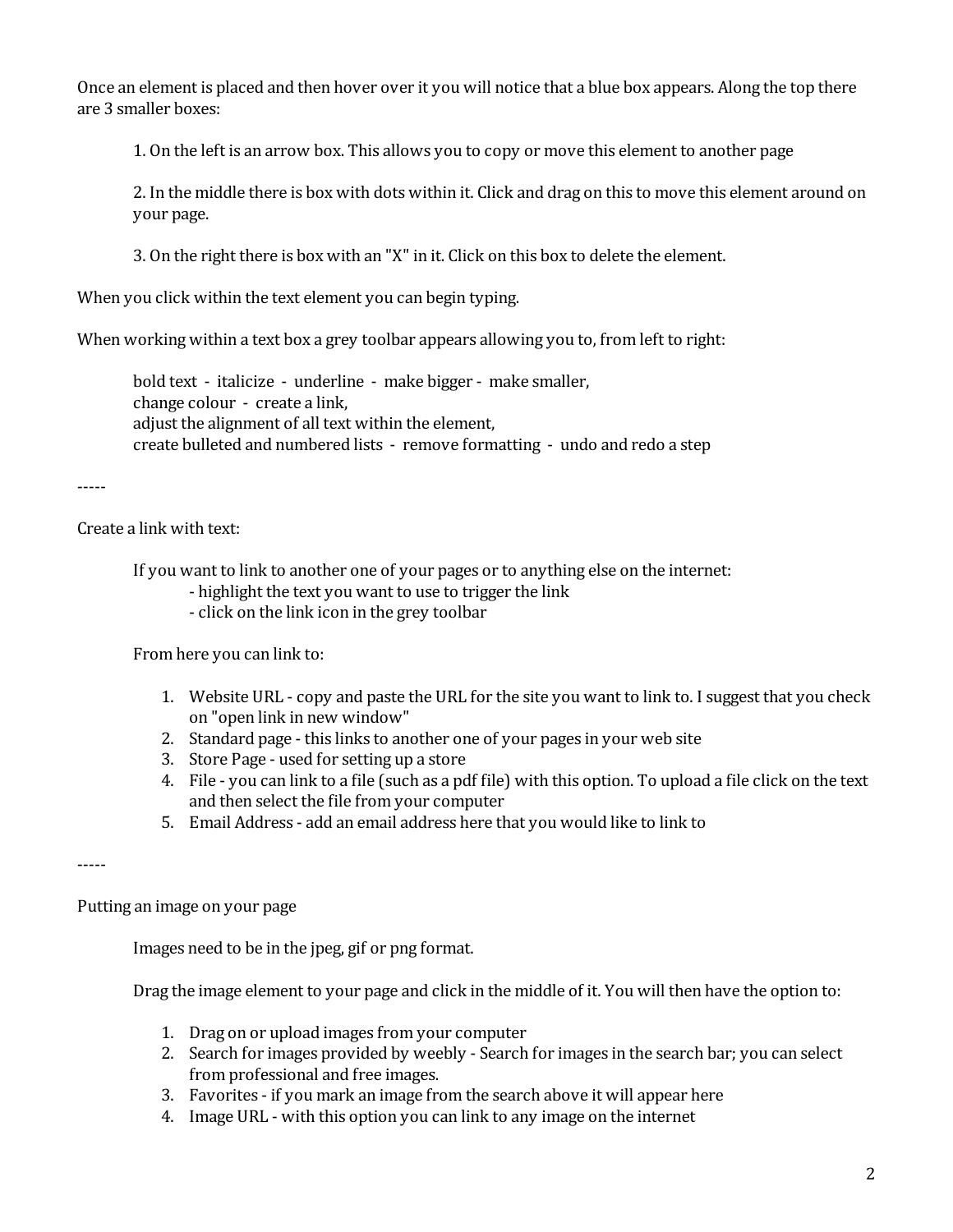Once an element is placed and then hover over it you will notice that a blue box appears. Along the top there are 3 smaller boxes:

> 1. On the left is an arrow box. This allows you to copy or move this element to another page
>
> 2. In the middle there is box with dots within it. Click and drag on this to move this element around on your page.
>
> 3. On the right there is box with an "X" in it. Click on this box to delete the element.

When you click within the text element you can begin typing.

When working within a text box a grey toolbar appears allowing you to, from left to right:

> bold text - italicize - underline - make bigger - make smaller,
> change colour - create a link,
> adjust the alignment of all text within the element,
> create bulleted and numbered lists - remove formatting - undo and redo a step

-----

Create a link with text:

> If you want to link to another one of your pages or to anything else on the internet:
> - highlight the text you want to use to trigger the link
> - click on the link icon in the grey toolbar
>
> From here you can link to:
>
> 1. Website URL - copy and paste the URL for the site you want to link to. I suggest that you check on "open link in new window"
> 2. Standard page - this links to another one of your pages in your web site
> 3. Store Page - used for setting up a store
> 4. File - you can link to a file (such as a pdf file) with this option. To upload a file click on the text and then select the file from your computer
> 5. Email Address - add an email address here that you would like to link to

-----

Putting an image on your page

> Images need to be in the jpeg, gif or png format.
>
> Drag the image element to your page and click in the middle of it. You will then have the option to:
>
> 1. Drag on or upload images from your computer
> 2. Search for images provided by weebly - Search for images in the search bar; you can select from professional and free images.
> 3. Favorites - if you mark an image from the search above it will appear here
> 4. Image URL - with this option you can link to any image on the internet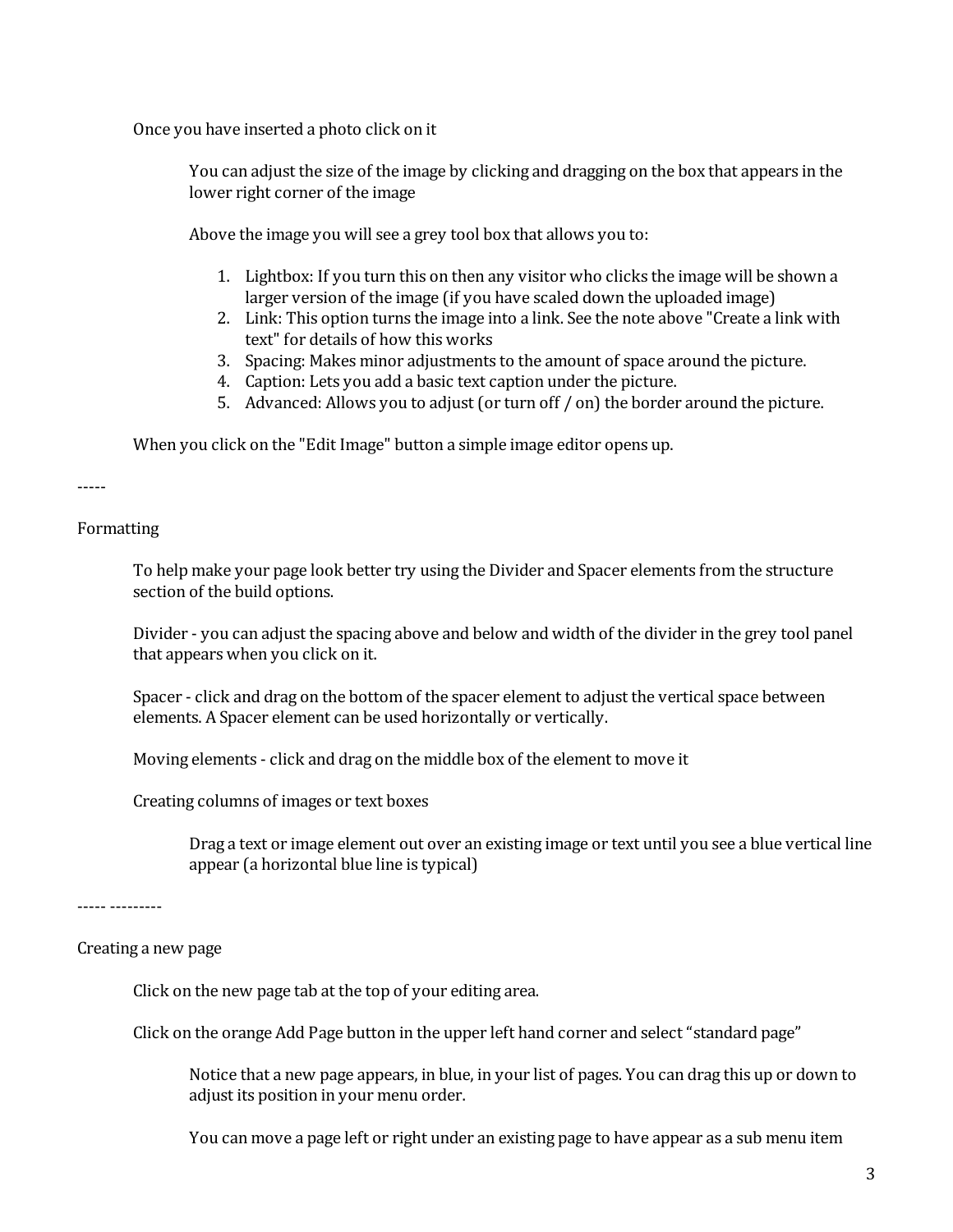Once you have inserted a photo click on it

You can adjust the size of the image by clicking and dragging on the box that appears in the lower right corner of the image

Above the image you will see a grey tool box that allows you to:

1. Lightbox: If you turn this on then any visitor who clicks the image will be shown a larger version of the image (if you have scaled down the uploaded image)
2. Link: This option turns the image into a link. See the note above "Create a link with text" for details of how this works
3. Spacing: Makes minor adjustments to the amount of space around the picture.
4. Caption: Lets you add a basic text caption under the picture.
5. Advanced: Allows you to adjust (or turn off / on) the border around the picture.

When you click on the "Edit Image" button a simple image editor opens up.

-----

Formatting

To help make your page look better try using the Divider and Spacer elements from the structure section of the build options.

Divider - you can adjust the spacing above and below and width of the divider in the grey tool panel that appears when you click on it.

Spacer - click and drag on the bottom of the spacer element to adjust the vertical space between elements. A Spacer element can be used horizontally or vertically.

Moving elements - click and drag on the middle box of the element to move it

Creating columns of images or text boxes

Drag a text or image element out over an existing image or text until you see a blue vertical line appear (a horizontal blue line is typical)

----- ---------

Creating a new page

Click on the new page tab at the top of your editing area.

Click on the orange Add Page button in the upper left hand corner and select "standard page"

Notice that a new page appears, in blue, in your list of pages. You can drag this up or down to adjust its position in your menu order.

You can move a page left or right under an existing page to have appear as a sub menu item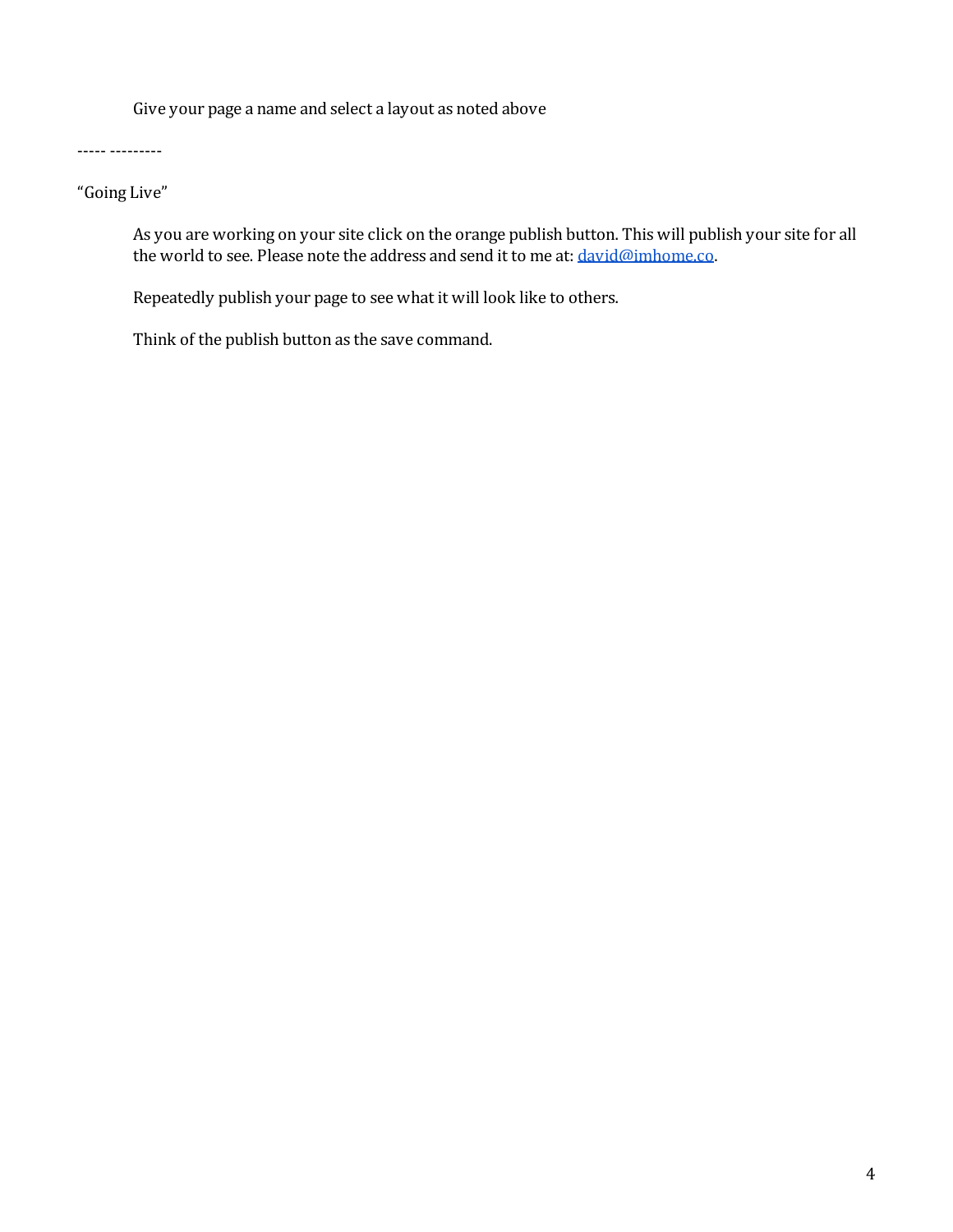Give your page a name and select a layout as noted above

----- ---------

"Going Live"

As you are working on your site click on the orange publish button. This will publish your site for all the world to see. Please note the address and send it to me at: david@imhome.co.

Repeatedly publish your page to see what it will look like to others.

Think of the publish button as the save command.